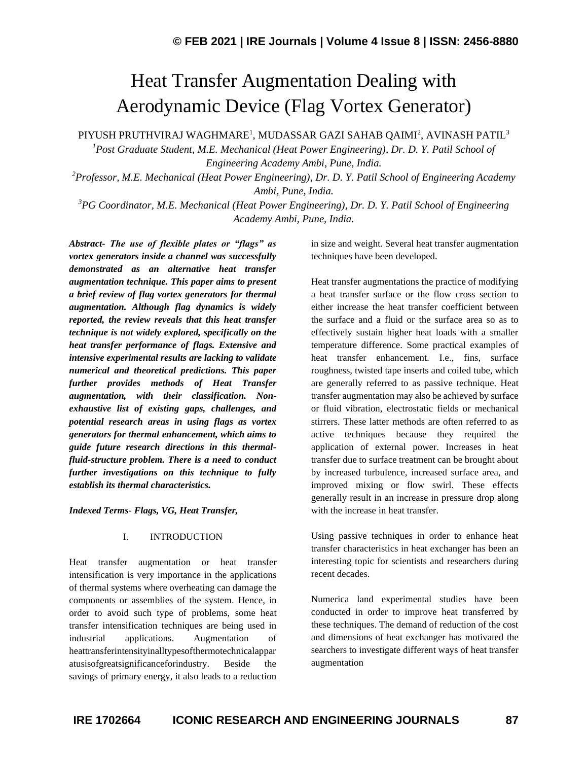# Heat Transfer Augmentation Dealing with Aerodynamic Device (Flag Vortex Generator)

PIYUSH PRUTHVIRAJ WAGHMARE[1], MUDASSAR GAZI SAHAB QAIMI[2], AVINASH PATIL[3]

*[1]Post Graduate Student, M.E. Mechanical (Heat Power Engineering), Dr. D. Y. Patil School of Engineering Academy Ambi, Pune, India.*

*[2]Professor, M.E. Mechanical (Heat Power Engineering), Dr. D. Y. Patil School of Engineering Academy Ambi, Pune, India.*

*[3]PG Coordinator, M.E. Mechanical (Heat Power Engineering), Dr. D. Y. Patil School of Engineering Academy Ambi, Pune, India.*

***Abstract- The use of flexible plates or "flags" as vortex generators inside a channel was successfully demonstrated as an alternative heat transfer augmentation technique. This paper aims to present a brief review of flag vortex generators for thermal augmentation. Although flag dynamics is widely reported, the review reveals that this heat transfer technique is not widely explored, specifically on the heat transfer performance of flags. Extensive and intensive experimental results are lacking to validate numerical and theoretical predictions. This paper further provides methods of Heat Transfer augmentation, with their classification. Non-exhaustive list of existing gaps, challenges, and potential research areas in using flags as vortex generators for thermal enhancement, which aims to guide future research directions in this thermal-fluid-structure problem. There is a need to conduct further investigations on this technique to fully establish its thermal characteristics.***

***Indexed Terms- Flags, VG, Heat Transfer,***

## I. INTRODUCTION

Heat transfer augmentation or heat transfer intensification is very importance in the applications of thermal systems where overheating can damage the components or assemblies of the system. Hence, in order to avoid such type of problems, some heat transfer intensification techniques are being used in industrial applications. Augmentation of heattransferintensityinalltypesofthermotechnicalapparatusisofgreatsignificanceforindustry. Beside the savings of primary energy, it also leads to a reduction in size and weight. Several heat transfer augmentation techniques have been developed.

Heat transfer augmentations the practice of modifying a heat transfer surface or the flow cross section to either increase the heat transfer coefficient between the surface and a fluid or the surface area so as to effectively sustain higher heat loads with a smaller temperature difference. Some practical examples of heat transfer enhancement. I.e., fins, surface roughness, twisted tape inserts and coiled tube, which are generally referred to as passive technique. Heat transfer augmentation may also be achieved by surface or fluid vibration, electrostatic fields or mechanical stirrers. These latter methods are often referred to as active techniques because they required the application of external power. Increases in heat transfer due to surface treatment can be brought about by increased turbulence, increased surface area, and improved mixing or flow swirl. These effects generally result in an increase in pressure drop along with the increase in heat transfer.

Using passive techniques in order to enhance heat transfer characteristics in heat exchanger has been an interesting topic for scientists and researchers during recent decades.

Numerica land experimental studies have been conducted in order to improve heat transferred by these techniques. The demand of reduction of the cost and dimensions of heat exchanger has motivated the searchers to investigate different ways of heat transfer augmentation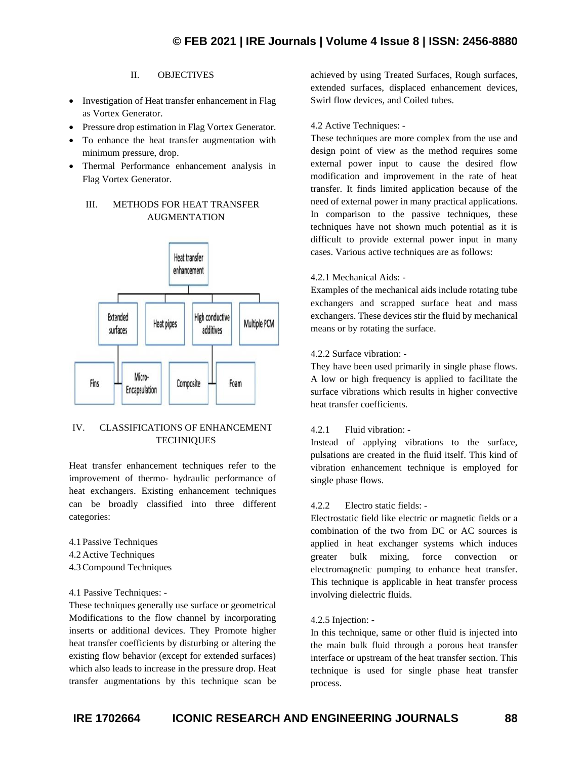## II. OBJECTIVES

- Investigation of Heat transfer enhancement in Flag as Vortex Generator.
- Pressure drop estimation in Flag Vortex Generator.
- To enhance the heat transfer augmentation with minimum pressure, drop.
- Thermal Performance enhancement analysis in Flag Vortex Generator.

## III. METHODS FOR HEAT TRANSFER AUGMENTATION

## IV. CLASSIFICATIONS OF ENHANCEMENT TECHNIQUES

Heat transfer enhancement techniques refer to the improvement of thermo- hydraulic performance of heat exchangers. Existing enhancement techniques can be broadly classified into three different categories:

4.1 Passive Techniques
4.2 Active Techniques
4.3 Compound Techniques

4.1 Passive Techniques: -
These techniques generally use surface or geometrical Modifications to the flow channel by incorporating inserts or additional devices. They Promote higher heat transfer coefficients by disturbing or altering the existing flow behavior (except for extended surfaces) which also leads to increase in the pressure drop. Heat transfer augmentations by this technique scan be achieved by using Treated Surfaces, Rough surfaces, extended surfaces, displaced enhancement devices, Swirl flow devices, and Coiled tubes.

4.2 Active Techniques: -
These techniques are more complex from the use and design point of view as the method requires some external power input to cause the desired flow modification and improvement in the rate of heat transfer. It finds limited application because of the need of external power in many practical applications. In comparison to the passive techniques, these techniques have not shown much potential as it is difficult to provide external power input in many cases. Various active techniques are as follows:

4.2.1 Mechanical Aids: -
Examples of the mechanical aids include rotating tube exchangers and scrapped surface heat and mass exchangers. These devices stir the fluid by mechanical means or by rotating the surface.

4.2.2 Surface vibration: -
They have been used primarily in single phase flows. A low or high frequency is applied to facilitate the surface vibrations which results in higher convective heat transfer coefficients.

4.2.1 Fluid vibration: -
Instead of applying vibrations to the surface, pulsations are created in the fluid itself. This kind of vibration enhancement technique is employed for single phase flows.

4.2.2 Electro static fields: -
Electrostatic field like electric or magnetic fields or a combination of the two from DC or AC sources is applied in heat exchanger systems which induces greater bulk mixing, force convection or electromagnetic pumping to enhance heat transfer. This technique is applicable in heat transfer process involving dielectric fluids.

4.2.5 Injection: -
In this technique, same or other fluid is injected into the main bulk fluid through a porous heat transfer interface or upstream of the heat transfer section. This technique is used for single phase heat transfer process.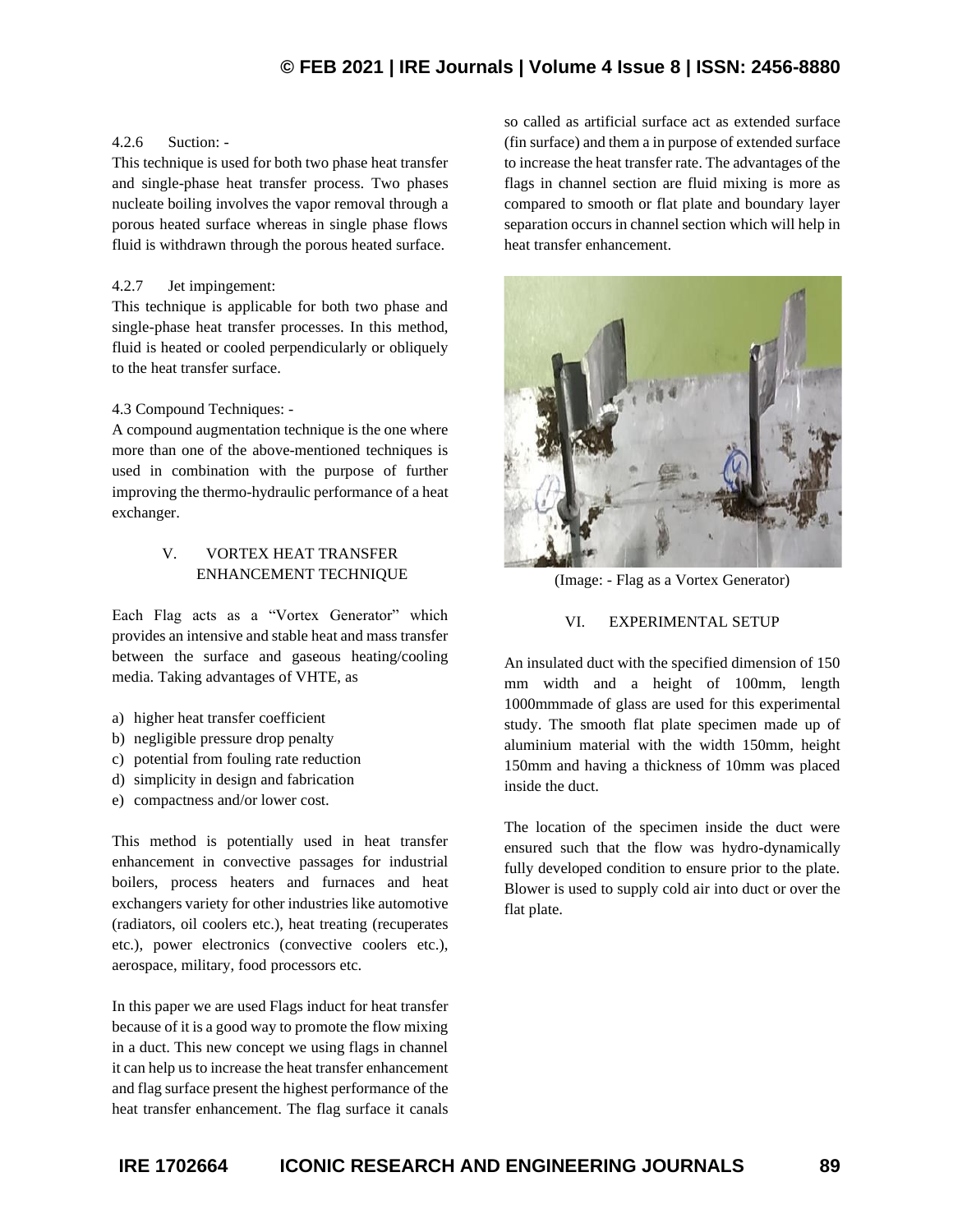4.2.6 Suction: -

This technique is used for both two phase heat transfer and single-phase heat transfer process. Two phases nucleate boiling involves the vapor removal through a porous heated surface whereas in single phase flows fluid is withdrawn through the porous heated surface.

4.2.7 Jet impingement:

This technique is applicable for both two phase and single-phase heat transfer processes. In this method, fluid is heated or cooled perpendicularly or obliquely to the heat transfer surface.

4.3 Compound Techniques: -

A compound augmentation technique is the one where more than one of the above-mentioned techniques is used in combination with the purpose of further improving the thermo-hydraulic performance of a heat exchanger.

## V. VORTEX HEAT TRANSFER ENHANCEMENT TECHNIQUE

Each Flag acts as a "Vortex Generator" which provides an intensive and stable heat and mass transfer between the surface and gaseous heating/cooling media. Taking advantages of VHTE, as

a) higher heat transfer coefficient
b) negligible pressure drop penalty
c) potential from fouling rate reduction
d) simplicity in design and fabrication
e) compactness and/or lower cost.

This method is potentially used in heat transfer enhancement in convective passages for industrial boilers, process heaters and furnaces and heat exchangers variety for other industries like automotive (radiators, oil coolers etc.), heat treating (recuperates etc.), power electronics (convective coolers etc.), aerospace, military, food processors etc.

In this paper we are used Flags induct for heat transfer because of it is a good way to promote the flow mixing in a duct. This new concept we using flags in channel it can help us to increase the heat transfer enhancement and flag surface present the highest performance of the heat transfer enhancement. The flag surface it canals so called as artificial surface act as extended surface (fin surface) and them a in purpose of extended surface to increase the heat transfer rate. The advantages of the flags in channel section are fluid mixing is more as compared to smooth or flat plate and boundary layer separation occurs in channel section which will help in heat transfer enhancement.

(Image: - Flag as a Vortex Generator)

## VI. EXPERIMENTAL SETUP

An insulated duct with the specified dimension of 150 mm width and a height of 100mm, length 1000mmmade of glass are used for this experimental study. The smooth flat plate specimen made up of aluminium material with the width 150mm, height 150mm and having a thickness of 10mm was placed inside the duct.

The location of the specimen inside the duct were ensured such that the flow was hydro-dynamically fully developed condition to ensure prior to the plate. Blower is used to supply cold air into duct or over the flat plate.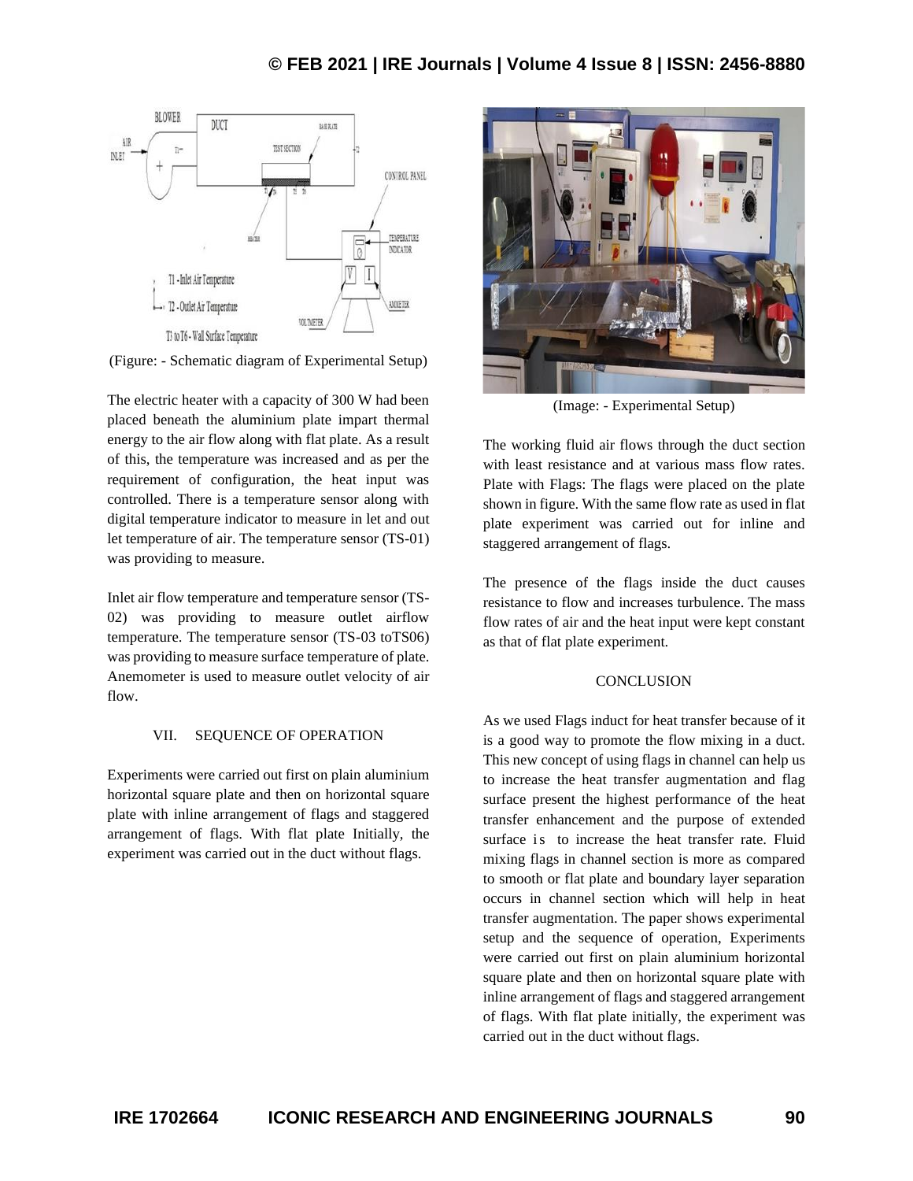(Figure: - Schematic diagram of Experimental Setup)

The electric heater with a capacity of 300 W had been placed beneath the aluminium plate impart thermal energy to the air flow along with flat plate. As a result of this, the temperature was increased and as per the requirement of configuration, the heat input was controlled. There is a temperature sensor along with digital temperature indicator to measure in let and out let temperature of air. The temperature sensor (TS-01) was providing to measure.

Inlet air flow temperature and temperature sensor (TS-02) was providing to measure outlet airflow temperature. The temperature sensor (TS-03 toTS06) was providing to measure surface temperature of plate. Anemometer is used to measure outlet velocity of air flow.

## VII. SEQUENCE OF OPERATION

Experiments were carried out first on plain aluminium horizontal square plate and then on horizontal square plate with inline arrangement of flags and staggered arrangement of flags. With flat plate Initially, the experiment was carried out in the duct without flags.

(Image: - Experimental Setup)

The working fluid air flows through the duct section with least resistance and at various mass flow rates. Plate with Flags: The flags were placed on the plate shown in figure. With the same flow rate as used in flat plate experiment was carried out for inline and staggered arrangement of flags.

The presence of the flags inside the duct causes resistance to flow and increases turbulence. The mass flow rates of air and the heat input were kept constant as that of flat plate experiment.

## CONCLUSION

As we used Flags induct for heat transfer because of it is a good way to promote the flow mixing in a duct. This new concept of using flags in channel can help us to increase the heat transfer augmentation and flag surface present the highest performance of the heat transfer enhancement and the purpose of extended surface is to increase the heat transfer rate. Fluid mixing flags in channel section is more as compared to smooth or flat plate and boundary layer separation occurs in channel section which will help in heat transfer augmentation. The paper shows experimental setup and the sequence of operation, Experiments were carried out first on plain aluminium horizontal square plate and then on horizontal square plate with inline arrangement of flags and staggered arrangement of flags. With flat plate initially, the experiment was carried out in the duct without flags.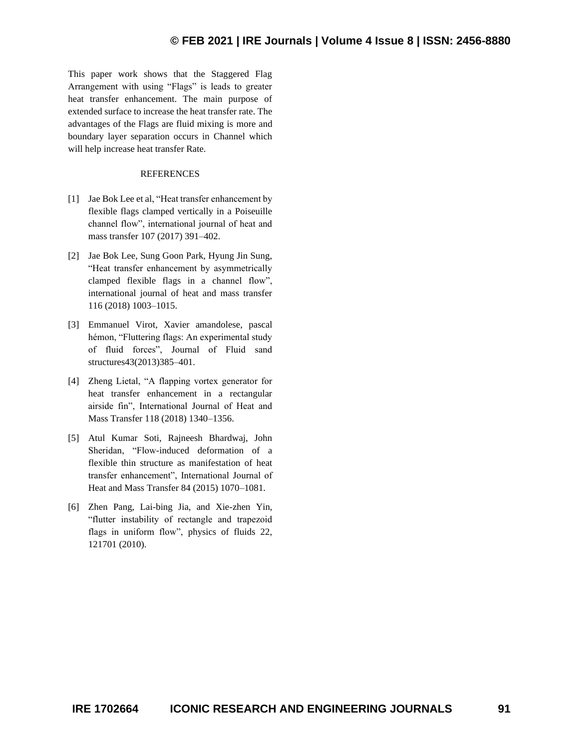This paper work shows that the Staggered Flag Arrangement with using "Flags" is leads to greater heat transfer enhancement. The main purpose of extended surface to increase the heat transfer rate. The advantages of the Flags are fluid mixing is more and boundary layer separation occurs in Channel which will help increase heat transfer Rate.

## REFERENCES

[1] Jae Bok Lee et al, "Heat transfer enhancement by flexible flags clamped vertically in a Poiseuille channel flow", international journal of heat and mass transfer 107 (2017) 391–402.

[2] Jae Bok Lee, Sung Goon Park, Hyung Jin Sung, "Heat transfer enhancement by asymmetrically clamped flexible flags in a channel flow", international journal of heat and mass transfer 116 (2018) 1003–1015.

[3] Emmanuel Virot, Xavier amandolese, pascal hémon, "Fluttering flags: An experimental study of fluid forces", Journal of Fluid sand structures43(2013)385–401.

[4] Zheng Lietal, "A flapping vortex generator for heat transfer enhancement in a rectangular airside fin", International Journal of Heat and Mass Transfer 118 (2018) 1340–1356.

[5] Atul Kumar Soti, Rajneesh Bhardwaj, John Sheridan, "Flow-induced deformation of a flexible thin structure as manifestation of heat transfer enhancement", International Journal of Heat and Mass Transfer 84 (2015) 1070–1081.

[6] Zhen Pang, Lai-bing Jia, and Xie-zhen Yin, "flutter instability of rectangle and trapezoid flags in uniform flow", physics of fluids 22, 121701 (2010).